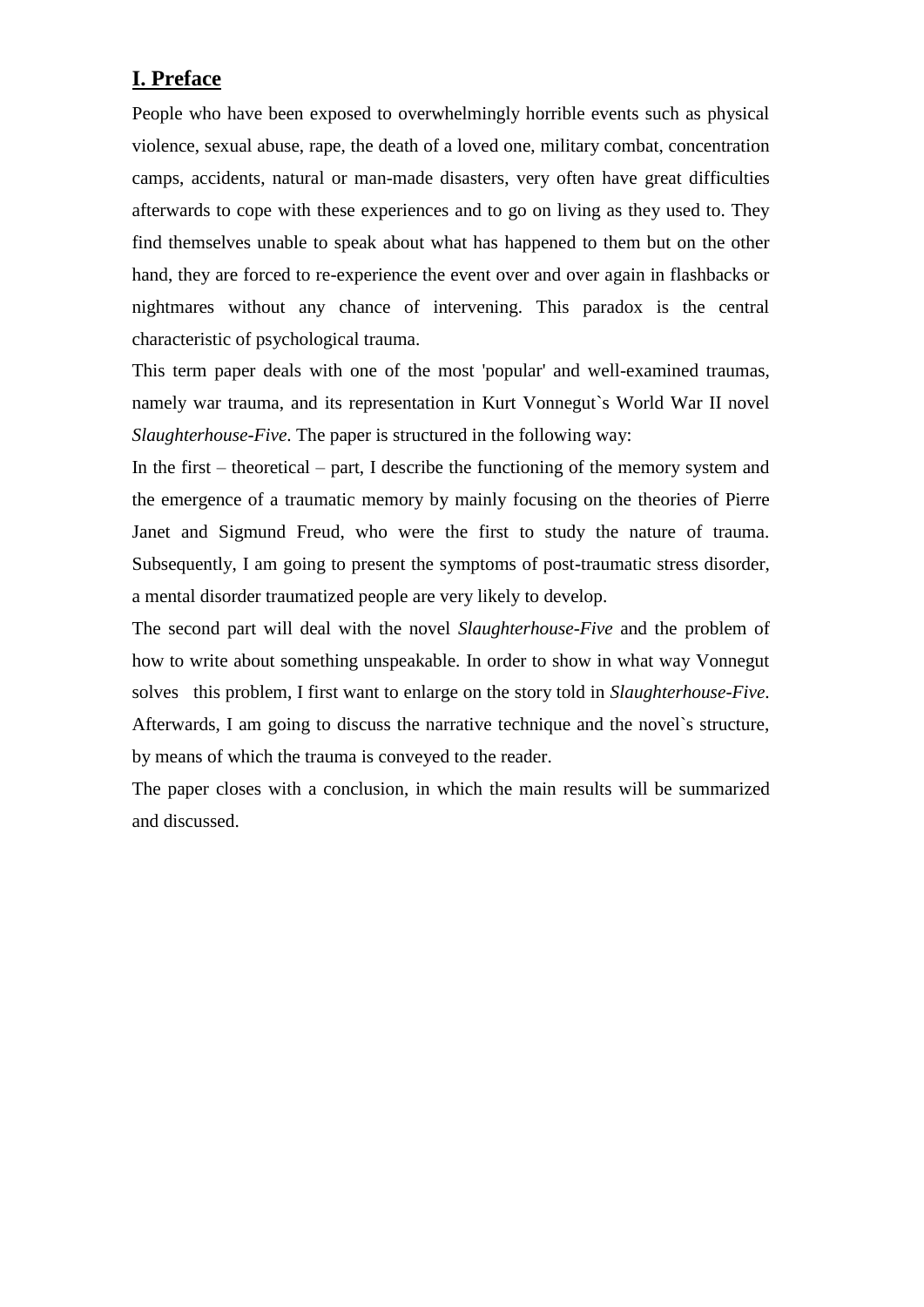## I. Preface

People who have been exposed to overwhelmingly horrible events such as physical violence, sexual abuse, rape, the death of a loved one, military combat, concentration camps, accidents, natural or man-made disasters, very often have great difficulties afterwards to cope with these experiences and to go on living as they used to. They find themselves unable to speak about what has happened to them but on the other hand, they are forced to re-experience the event over and over again in flashbacks or nightmares without any chance of intervening. This paradox is the central characteristic of psychological trauma.

This term paper deals with one of the most 'popular' and well-examined traumas, namely war trauma, and its representation in Kurt Vonnegut`s World War II novel *Slaughterhouse-Five*. The paper is structured in the following way:

In the first – theoretical – part, I describe the functioning of the memory system and the emergence of a traumatic memory by mainly focusing on the theories of Pierre Janet and Sigmund Freud, who were the first to study the nature of trauma. Subsequently, I am going to present the symptoms of post-traumatic stress disorder, a mental disorder traumatized people are very likely to develop.

The second part will deal with the novel *Slaughterhouse-Five* and the problem of how to write about something unspeakable. In order to show in what way Vonnegut solves this problem, I first want to enlarge on the story told in *Slaughterhouse-Five*. Afterwards, I am going to discuss the narrative technique and the novel`s structure, by means of which the trauma is conveyed to the reader.

The paper closes with a conclusion, in which the main results will be summarized and discussed.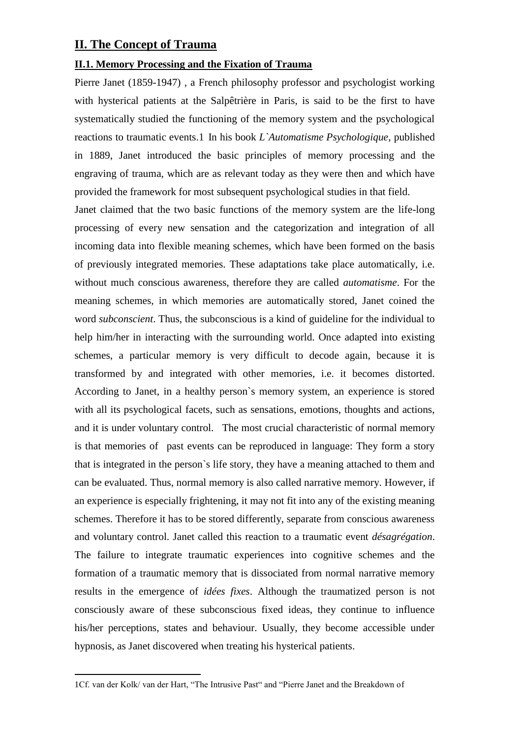## II. The Concept of Trauma

### II.1. Memory Processing and the Fixation of Trauma

Pierre Janet (1859-1947) , a French philosophy professor and psychologist working with hysterical patients at the Salpêtrière in Paris, is said to be the first to have systematically studied the functioning of the memory system and the psychological reactions to traumatic events.[1] In his book *L`Automatisme Psychologique*, published in 1889, Janet introduced the basic principles of memory processing and the engraving of trauma, which are as relevant today as they were then and which have provided the framework for most subsequent psychological studies in that field.

Janet claimed that the two basic functions of the memory system are the life-long processing of every new sensation and the categorization and integration of all incoming data into flexible meaning schemes, which have been formed on the basis of previously integrated memories. These adaptations take place automatically, i.e. without much conscious awareness, therefore they are called *automatisme*. For the meaning schemes, in which memories are automatically stored, Janet coined the word *subconscient*. Thus, the subconscious is a kind of guideline for the individual to help him/her in interacting with the surrounding world. Once adapted into existing schemes, a particular memory is very difficult to decode again, because it is transformed by and integrated with other memories, i.e. it becomes distorted. According to Janet, in a healthy person`s memory system, an experience is stored with all its psychological facets, such as sensations, emotions, thoughts and actions, and it is under voluntary control. The most crucial characteristic of normal memory is that memories of past events can be reproduced in language: They form a story that is integrated in the person`s life story, they have a meaning attached to them and can be evaluated. Thus, normal memory is also called narrative memory. However, if an experience is especially frightening, it may not fit into any of the existing meaning schemes. Therefore it has to be stored differently, separate from conscious awareness and voluntary control. Janet called this reaction to a traumatic event *désagrégation*. The failure to integrate traumatic experiences into cognitive schemes and the formation of a traumatic memory that is dissociated from normal narrative memory results in the emergence of *idées fixes*. Although the traumatized person is not consciously aware of these subconscious fixed ideas, they continue to influence his/her perceptions, states and behaviour. Usually, they become accessible under hypnosis, as Janet discovered when treating his hysterical patients.

---

1Cf. van der Kolk/ van der Hart, “The Intrusive Past“ and “Pierre Janet and the Breakdown of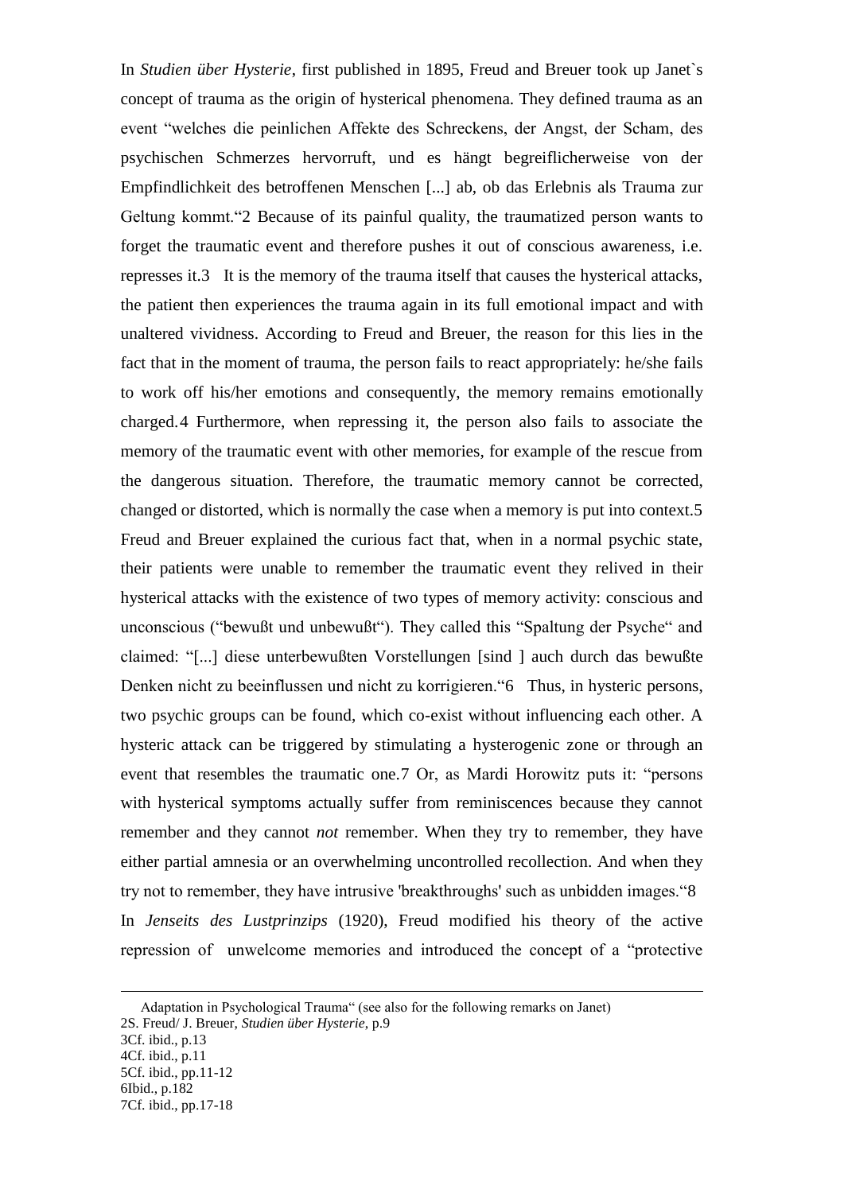In *Studien über Hysterie*, first published in 1895, Freud and Breuer took up Janet`s concept of trauma as the origin of hysterical phenomena. They defined trauma as an event "welches die peinlichen Affekte des Schreckens, der Angst, der Scham, des psychischen Schmerzes hervorruft, und es hängt begreiflicherweise von der Empfindlichkeit des betroffenen Menschen [...] ab, ob das Erlebnis als Trauma zur Geltung kommt."[2] Because of its painful quality, the traumatized person wants to forget the traumatic event and therefore pushes it out of conscious awareness, i.e. represses it.[3] It is the memory of the trauma itself that causes the hysterical attacks, the patient then experiences the trauma again in its full emotional impact and with unaltered vividness. According to Freud and Breuer, the reason for this lies in the fact that in the moment of trauma, the person fails to react appropriately: he/she fails to work off his/her emotions and consequently, the memory remains emotionally charged.[4] Furthermore, when repressing it, the person also fails to associate the memory of the traumatic event with other memories, for example of the rescue from the dangerous situation. Therefore, the traumatic memory cannot be corrected, changed or distorted, which is normally the case when a memory is put into context.[5] Freud and Breuer explained the curious fact that, when in a normal psychic state, their patients were unable to remember the traumatic event they relived in their hysterical attacks with the existence of two types of memory activity: conscious and unconscious ("bewußt und unbewußt"). They called this "Spaltung der Psyche" and claimed: "[...] diese unterbewußten Vorstellungen [sind ] auch durch das bewußte Denken nicht zu beeinflussen und nicht zu korrigieren."[6] Thus, in hysteric persons, two psychic groups can be found, which co-exist without influencing each other. A hysteric attack can be triggered by stimulating a hysterogenic zone or through an event that resembles the traumatic one.[7] Or, as Mardi Horowitz puts it: "persons with hysterical symptoms actually suffer from reminiscences because they cannot remember and they cannot *not* remember. When they try to remember, they have either partial amnesia or an overwhelming uncontrolled recollection. And when they try not to remember, they have intrusive 'breakthroughs' such as unbidden images."[8] In *Jenseits des Lustprinzips* (1920), Freud modified his theory of the active repression of unwelcome memories and introduced the concept of a "protective

---

Adaptation in Psychological Trauma" (see also for the following remarks on Janet)

2S. Freud/ J. Breuer, *Studien über Hysterie*, p.9

3Cf. ibid., p.13

4Cf. ibid., p.11

5Cf. ibid., pp.11-12

6Ibid., p.182

7Cf. ibid., pp.17-18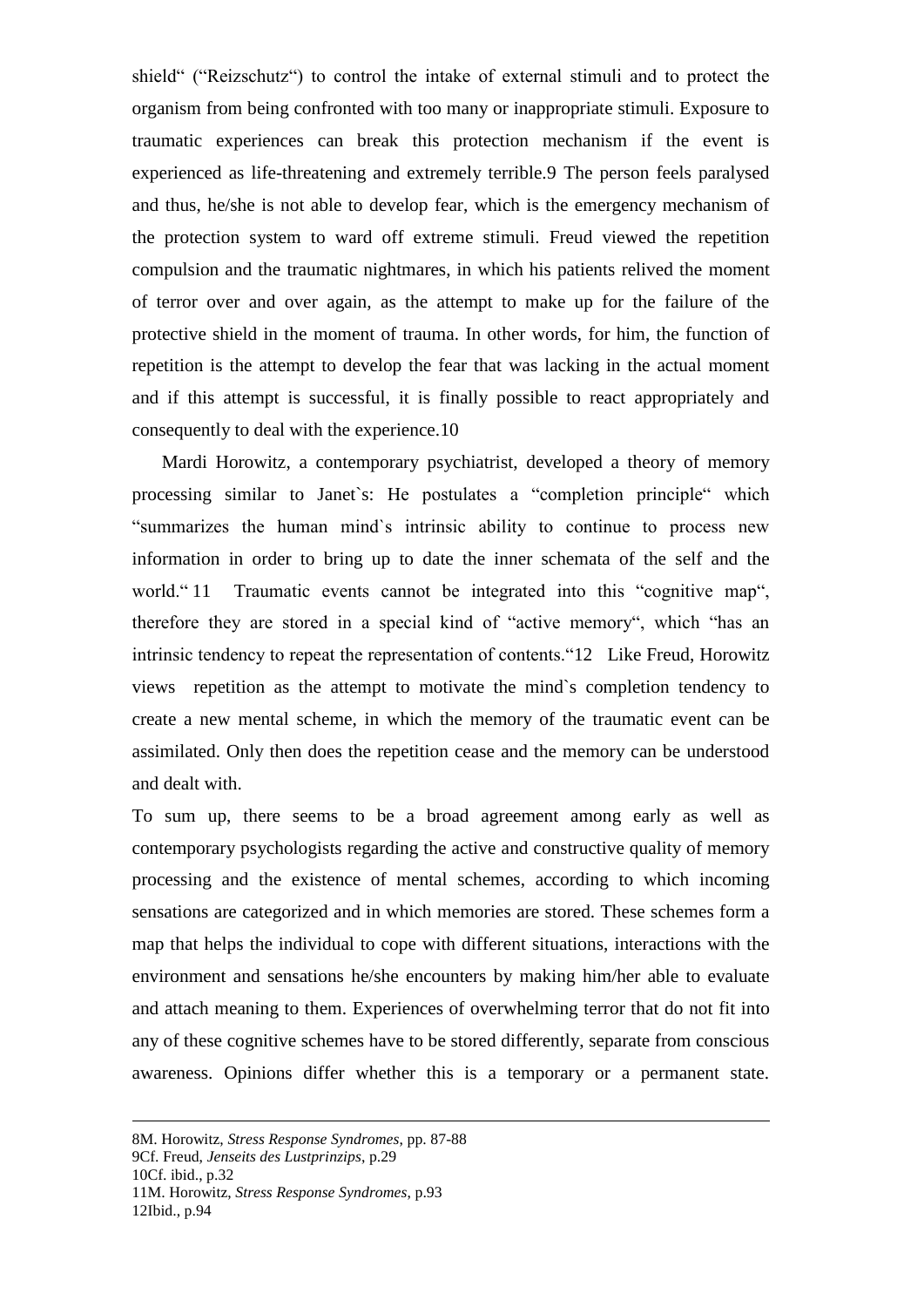shield" ("Reizschutz") to control the intake of external stimuli and to protect the organism from being confronted with too many or inappropriate stimuli. Exposure to traumatic experiences can break this protection mechanism if the event is experienced as life-threatening and extremely terrible.[9] The person feels paralysed and thus, he/she is not able to develop fear, which is the emergency mechanism of the protection system to ward off extreme stimuli. Freud viewed the repetition compulsion and the traumatic nightmares, in which his patients relived the moment of terror over and over again, as the attempt to make up for the failure of the protective shield in the moment of trauma. In other words, for him, the function of repetition is the attempt to develop the fear that was lacking in the actual moment and if this attempt is successful, it is finally possible to react appropriately and consequently to deal with the experience.[10]

Mardi Horowitz, a contemporary psychiatrist, developed a theory of memory processing similar to Janet`s: He postulates a "completion principle" which "summarizes the human mind`s intrinsic ability to continue to process new information in order to bring up to date the inner schemata of the self and the world."[11] Traumatic events cannot be integrated into this "cognitive map", therefore they are stored in a special kind of "active memory", which "has an intrinsic tendency to repeat the representation of contents."[12] Like Freud, Horowitz views repetition as the attempt to motivate the mind`s completion tendency to create a new mental scheme, in which the memory of the traumatic event can be assimilated. Only then does the repetition cease and the memory can be understood and dealt with.

To sum up, there seems to be a broad agreement among early as well as contemporary psychologists regarding the active and constructive quality of memory processing and the existence of mental schemes, according to which incoming sensations are categorized and in which memories are stored. These schemes form a map that helps the individual to cope with different situations, interactions with the environment and sensations he/she encounters by making him/her able to evaluate and attach meaning to them. Experiences of overwhelming terror that do not fit into any of these cognitive schemes have to be stored differently, separate from conscious awareness. Opinions differ whether this is a temporary or a permanent state.

---

8M. Horowitz, *Stress Response Syndromes*, pp. 87-88

9Cf. Freud, *Jenseits des Lustprinzips*, p.29

10Cf. ibid., p.32

11M. Horowitz, *Stress Response Syndromes*, p.93

12Ibid., p.94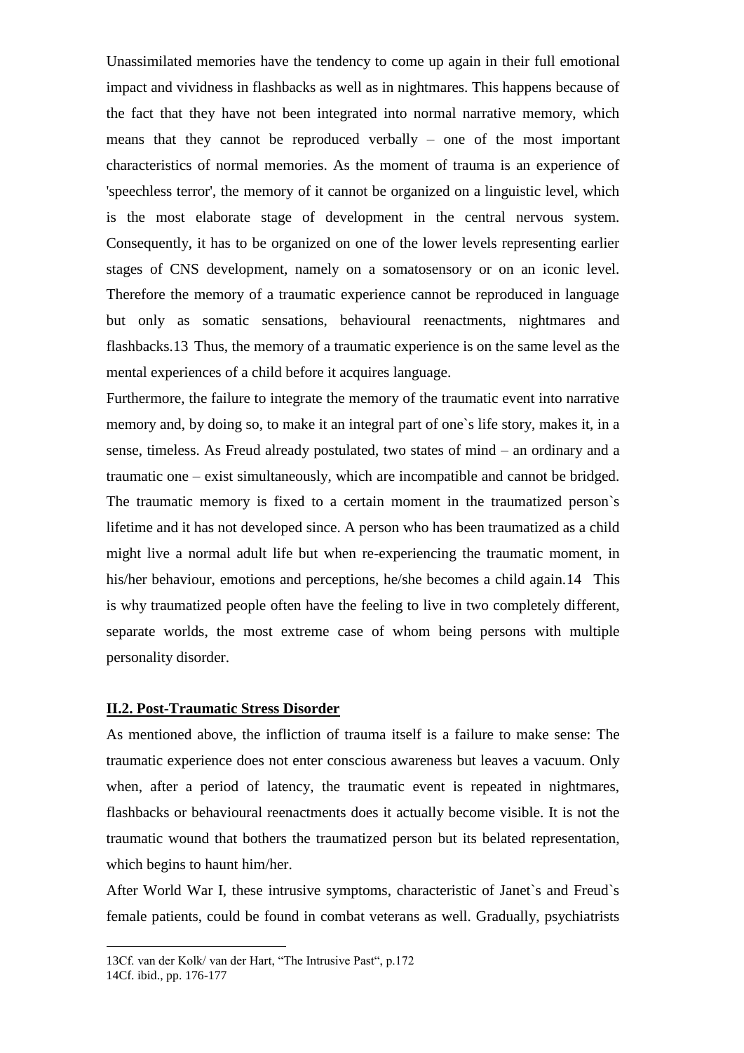Unassimilated memories have the tendency to come up again in their full emotional impact and vividness in flashbacks as well as in nightmares. This happens because of the fact that they have not been integrated into normal narrative memory, which means that they cannot be reproduced verbally – one of the most important characteristics of normal memories. As the moment of trauma is an experience of 'speechless terror', the memory of it cannot be organized on a linguistic level, which is the most elaborate stage of development in the central nervous system. Consequently, it has to be organized on one of the lower levels representing earlier stages of CNS development, namely on a somatosensory or on an iconic level. Therefore the memory of a traumatic experience cannot be reproduced in language but only as somatic sensations, behavioural reenactments, nightmares and flashbacks.[13] Thus, the memory of a traumatic experience is on the same level as the mental experiences of a child before it acquires language.

Furthermore, the failure to integrate the memory of the traumatic event into narrative memory and, by doing so, to make it an integral part of one`s life story, makes it, in a sense, timeless. As Freud already postulated, two states of mind – an ordinary and a traumatic one – exist simultaneously, which are incompatible and cannot be bridged. The traumatic memory is fixed to a certain moment in the traumatized person`s lifetime and it has not developed since. A person who has been traumatized as a child might live a normal adult life but when re-experiencing the traumatic moment, in his/her behaviour, emotions and perceptions, he/she becomes a child again.[14] This is why traumatized people often have the feeling to live in two completely different, separate worlds, the most extreme case of whom being persons with multiple personality disorder.

## II.2. Post-Traumatic Stress Disorder

As mentioned above, the infliction of trauma itself is a failure to make sense: The traumatic experience does not enter conscious awareness but leaves a vacuum. Only when, after a period of latency, the traumatic event is repeated in nightmares, flashbacks or behavioural reenactments does it actually become visible. It is not the traumatic wound that bothers the traumatized person but its belated representation, which begins to haunt him/her.

After World War I, these intrusive symptoms, characteristic of Janet`s and Freud`s female patients, could be found in combat veterans as well. Gradually, psychiatrists

---

13Cf. van der Kolk/ van der Hart, "The Intrusive Past", p.172

14Cf. ibid., pp. 176-177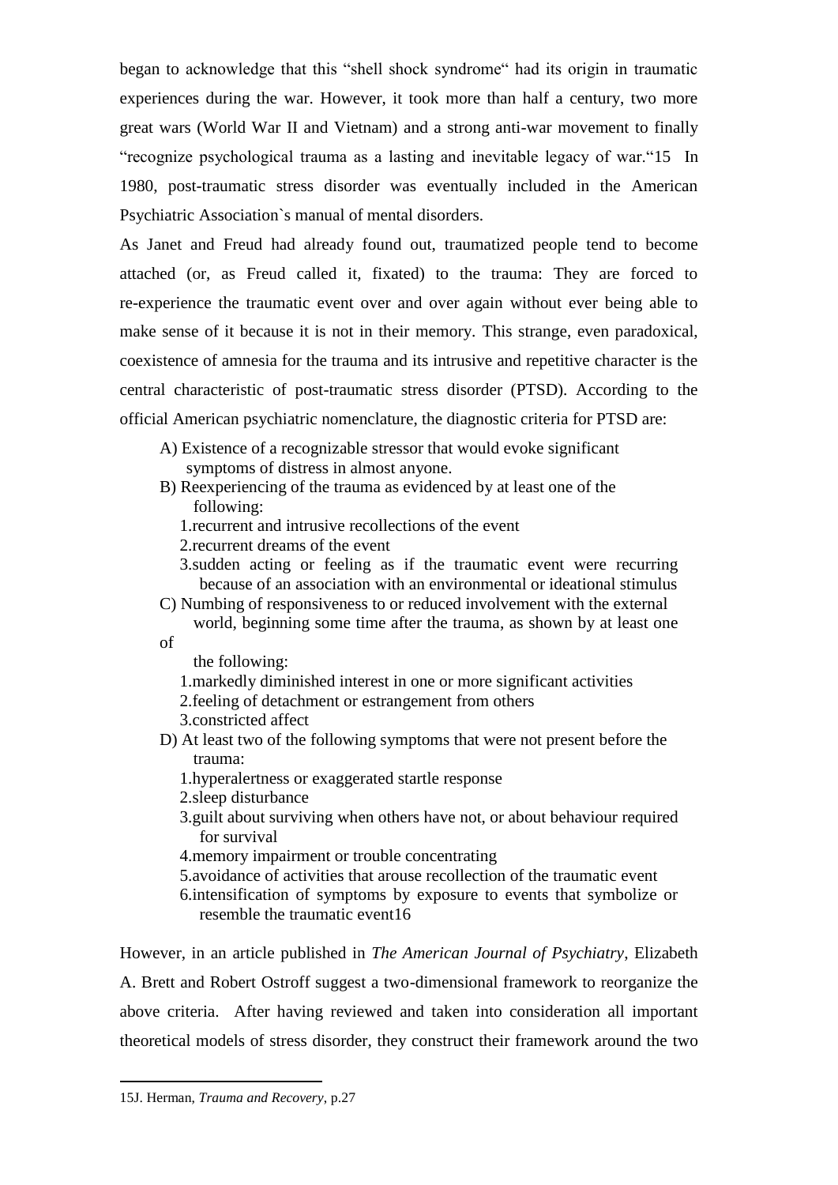began to acknowledge that this “shell shock syndrome“ had its origin in traumatic experiences during the war. However, it took more than half a century, two more great wars (World War II and Vietnam) and a strong anti-war movement to finally “recognize psychological trauma as a lasting and inevitable legacy of war.“[15] In 1980, post-traumatic stress disorder was eventually included in the American Psychiatric Association`s manual of mental disorders.

As Janet and Freud had already found out, traumatized people tend to become attached (or, as Freud called it, fixated) to the trauma: They are forced to re-experience the traumatic event over and over again without ever being able to make sense of it because it is not in their memory. This strange, even paradoxical, coexistence of amnesia for the trauma and its intrusive and repetitive character is the central characteristic of post-traumatic stress disorder (PTSD). According to the official American psychiatric nomenclature, the diagnostic criteria for PTSD are:

A) Existence of a recognizable stressor that would evoke significant symptoms of distress in almost anyone.

B) Reexperiencing of the trauma as evidenced by at least one of the following:
  1. recurrent and intrusive recollections of the event
  2. recurrent dreams of the event
  3. sudden acting or feeling as if the traumatic event were recurring because of an association with an environmental or ideational stimulus

C) Numbing of responsiveness to or reduced involvement with the external world, beginning some time after the trauma, as shown by at least one of the following:
  1. markedly diminished interest in one or more significant activities
  2. feeling of detachment or estrangement from others
  3. constricted affect

D) At least two of the following symptoms that were not present before the trauma:
  1. hyperalertness or exaggerated startle response
  2. sleep disturbance
  3. guilt about surviving when others have not, or about behaviour required for survival
  4. memory impairment or trouble concentrating
  5. avoidance of activities that arouse recollection of the traumatic event
  6. intensification of symptoms by exposure to events that symbolize or resemble the traumatic event[16]

However, in an article published in *The American Journal of Psychiatry*, Elizabeth A. Brett and Robert Ostroff suggest a two-dimensional framework to reorganize the above criteria. After having reviewed and taken into consideration all important theoretical models of stress disorder, they construct their framework around the two

---

[15] J. Herman, *Trauma and Recovery*, p.27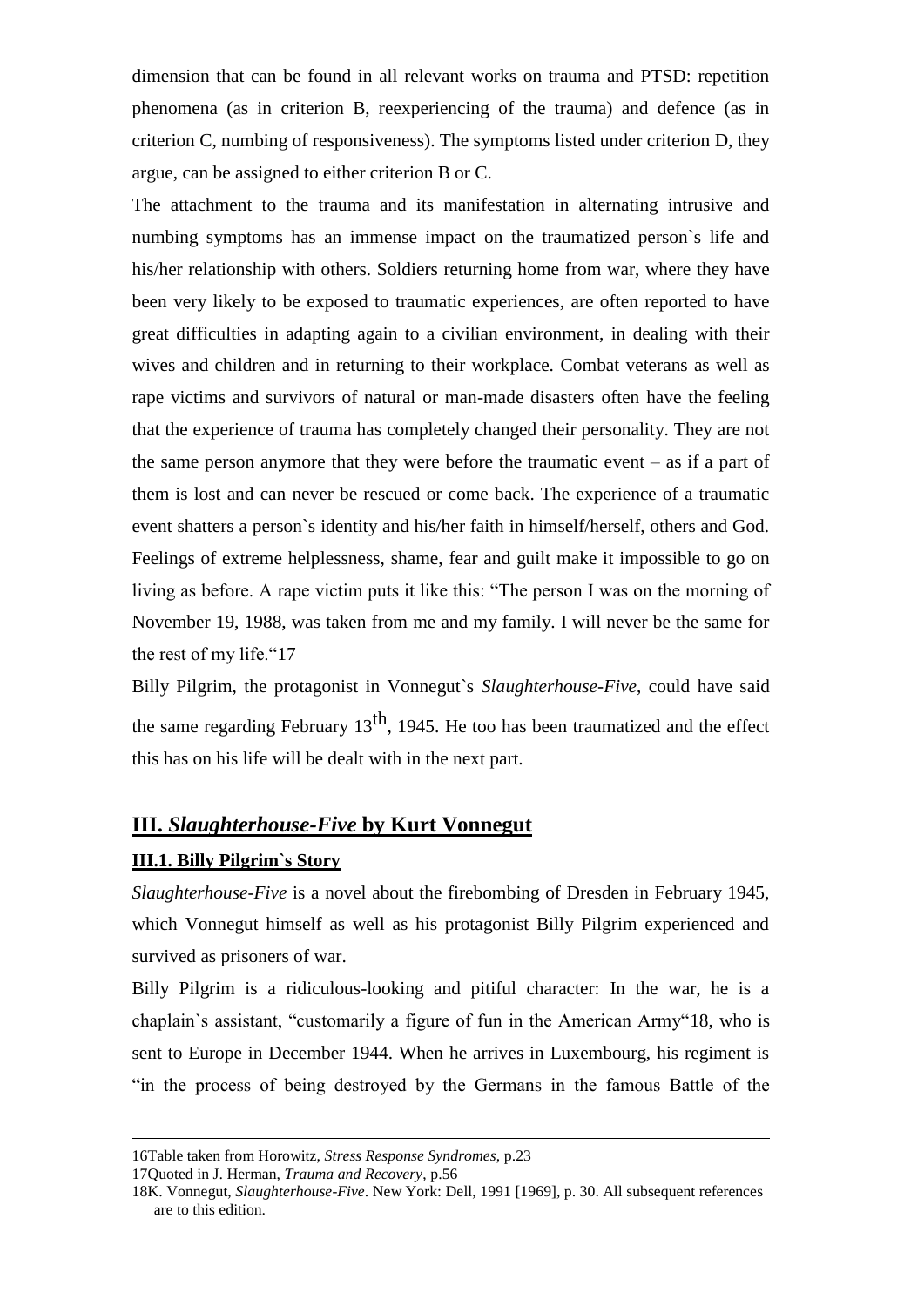dimension that can be found in all relevant works on trauma and PTSD: repetition phenomena (as in criterion B, reexperiencing of the trauma) and defence (as in criterion C, numbing of responsiveness). The symptoms listed under criterion D, they argue, can be assigned to either criterion B or C.

The attachment to the trauma and its manifestation in alternating intrusive and numbing symptoms has an immense impact on the traumatized person`s life and his/her relationship with others. Soldiers returning home from war, where they have been very likely to be exposed to traumatic experiences, are often reported to have great difficulties in adapting again to a civilian environment, in dealing with their wives and children and in returning to their workplace. Combat veterans as well as rape victims and survivors of natural or man-made disasters often have the feeling that the experience of trauma has completely changed their personality. They are not the same person anymore that they were before the traumatic event – as if a part of them is lost and can never be rescued or come back. The experience of a traumatic event shatters a person`s identity and his/her faith in himself/herself, others and God. Feelings of extreme helplessness, shame, fear and guilt make it impossible to go on living as before. A rape victim puts it like this: "The person I was on the morning of November 19, 1988, was taken from me and my family. I will never be the same for the rest of my life."[17]

Billy Pilgrim, the protagonist in Vonnegut`s *Slaughterhouse-Five*, could have said the same regarding February 13th, 1945. He too has been traumatized and the effect this has on his life will be dealt with in the next part.

## III. *Slaughterhouse-Five* by Kurt Vonnegut

### III.1. Billy Pilgrim`s Story

*Slaughterhouse-Five* is a novel about the firebombing of Dresden in February 1945, which Vonnegut himself as well as his protagonist Billy Pilgrim experienced and survived as prisoners of war.

Billy Pilgrim is a ridiculous-looking and pitiful character: In the war, he is a chaplain`s assistant, "customarily a figure of fun in the American Army"[18], who is sent to Europe in December 1944. When he arrives in Luxembourg, his regiment is "in the process of being destroyed by the Germans in the famous Battle of the

---

16Table taken from Horowitz, *Stress Response Syndromes*, p.23

17Quoted in J. Herman, *Trauma and Recovery*, p.56

18K. Vonnegut, *Slaughterhouse-Five*. New York: Dell, 1991 [1969], p. 30. All subsequent references are to this edition.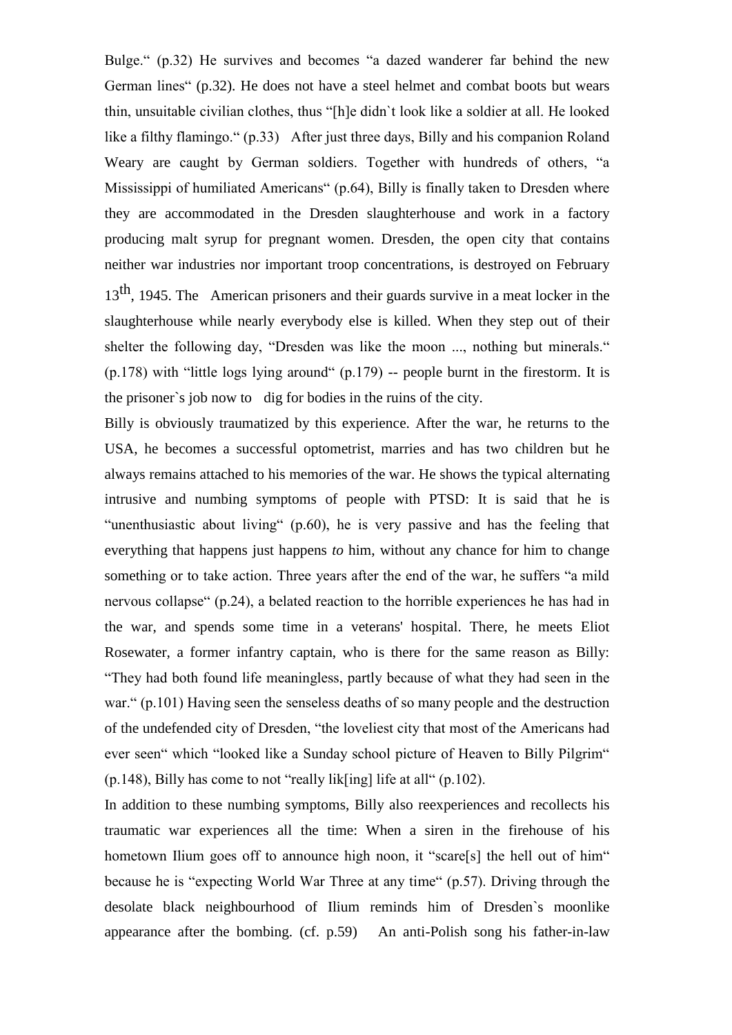Bulge." (p.32) He survives and becomes "a dazed wanderer far behind the new German lines" (p.32). He does not have a steel helmet and combat boots but wears thin, unsuitable civilian clothes, thus "[h]e didn`t look like a soldier at all. He looked like a filthy flamingo." (p.33) After just three days, Billy and his companion Roland Weary are caught by German soldiers. Together with hundreds of others, "a Mississippi of humiliated Americans" (p.64), Billy is finally taken to Dresden where they are accommodated in the Dresden slaughterhouse and work in a factory producing malt syrup for pregnant women. Dresden, the open city that contains neither war industries nor important troop concentrations, is destroyed on February 13th, 1945. The American prisoners and their guards survive in a meat locker in the slaughterhouse while nearly everybody else is killed. When they step out of their shelter the following day, "Dresden was like the moon ..., nothing but minerals." (p.178) with "little logs lying around" (p.179) -- people burnt in the firestorm. It is the prisoner`s job now to dig for bodies in the ruins of the city.

Billy is obviously traumatized by this experience. After the war, he returns to the USA, he becomes a successful optometrist, marries and has two children but he always remains attached to his memories of the war. He shows the typical alternating intrusive and numbing symptoms of people with PTSD: It is said that he is "unenthusiastic about living" (p.60), he is very passive and has the feeling that everything that happens just happens *to* him, without any chance for him to change something or to take action. Three years after the end of the war, he suffers "a mild nervous collapse" (p.24), a belated reaction to the horrible experiences he has had in the war, and spends some time in a veterans' hospital. There, he meets Eliot Rosewater, a former infantry captain, who is there for the same reason as Billy: "They had both found life meaningless, partly because of what they had seen in the war." (p.101) Having seen the senseless deaths of so many people and the destruction of the undefended city of Dresden, "the loveliest city that most of the Americans had ever seen" which "looked like a Sunday school picture of Heaven to Billy Pilgrim" (p.148), Billy has come to not "really lik[ing] life at all" (p.102).

In addition to these numbing symptoms, Billy also reexperiences and recollects his traumatic war experiences all the time: When a siren in the firehouse of his hometown Ilium goes off to announce high noon, it "scare[s] the hell out of him" because he is "expecting World War Three at any time" (p.57). Driving through the desolate black neighbourhood of Ilium reminds him of Dresden`s moonlike appearance after the bombing. (cf. p.59) An anti-Polish song his father-in-law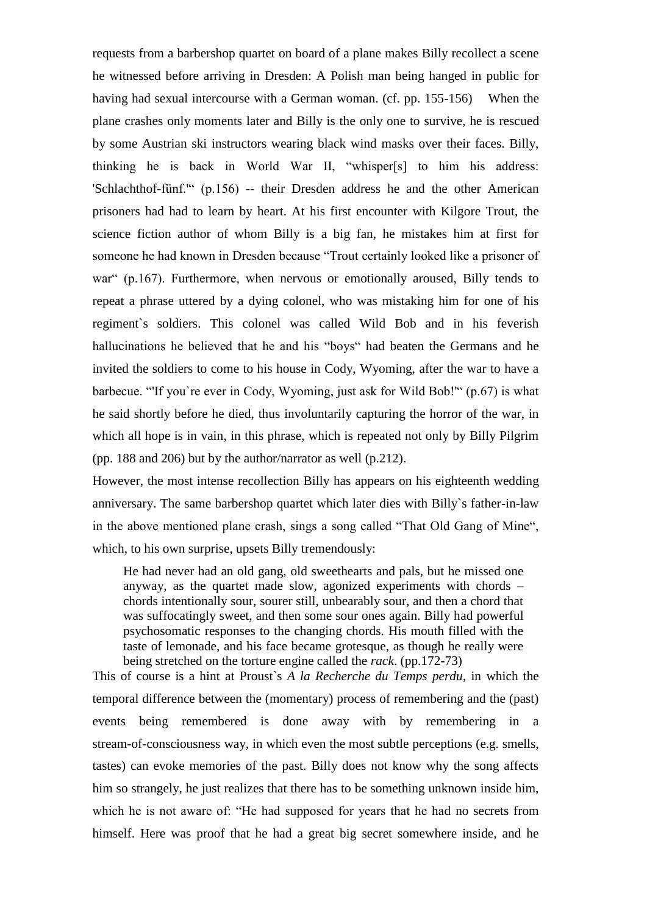requests from a barbershop quartet on board of a plane makes Billy recollect a scene he witnessed before arriving in Dresden: A Polish man being hanged in public for having had sexual intercourse with a German woman. (cf. pp. 155-156) When the plane crashes only moments later and Billy is the only one to survive, he is rescued by some Austrian ski instructors wearing black wind masks over their faces. Billy, thinking he is back in World War II, "whisper[s] to him his address: 'Schlachthof-fünf.'" (p.156) -- their Dresden address he and the other American prisoners had had to learn by heart. At his first encounter with Kilgore Trout, the science fiction author of whom Billy is a big fan, he mistakes him at first for someone he had known in Dresden because "Trout certainly looked like a prisoner of war" (p.167). Furthermore, when nervous or emotionally aroused, Billy tends to repeat a phrase uttered by a dying colonel, who was mistaking him for one of his regiment`s soldiers. This colonel was called Wild Bob and in his feverish hallucinations he believed that he and his "boys" had beaten the Germans and he invited the soldiers to come to his house in Cody, Wyoming, after the war to have a barbecue. "'If you`re ever in Cody, Wyoming, just ask for Wild Bob!'" (p.67) is what he said shortly before he died, thus involuntarily capturing the horror of the war, in which all hope is in vain, in this phrase, which is repeated not only by Billy Pilgrim (pp. 188 and 206) but by the author/narrator as well (p.212).

However, the most intense recollection Billy has appears on his eighteenth wedding anniversary. The same barbershop quartet which later dies with Billy`s father-in-law in the above mentioned plane crash, sings a song called "That Old Gang of Mine", which, to his own surprise, upsets Billy tremendously:

> He had never had an old gang, old sweethearts and pals, but he missed one anyway, as the quartet made slow, agonized experiments with chords – chords intentionally sour, sourer still, unbearably sour, and then a chord that was suffocatingly sweet, and then some sour ones again. Billy had powerful psychosomatic responses to the changing chords. His mouth filled with the taste of lemonade, and his face became grotesque, as though he really were being stretched on the torture engine called the *rack*. (pp.172-73)

This of course is a hint at Proust`s *A la Recherche du Temps perdu*, in which the temporal difference between the (momentary) process of remembering and the (past) events being remembered is done away with by remembering in a stream-of-consciousness way, in which even the most subtle perceptions (e.g. smells, tastes) can evoke memories of the past. Billy does not know why the song affects him so strangely, he just realizes that there has to be something unknown inside him, which he is not aware of: "He had supposed for years that he had no secrets from himself. Here was proof that he had a great big secret somewhere inside, and he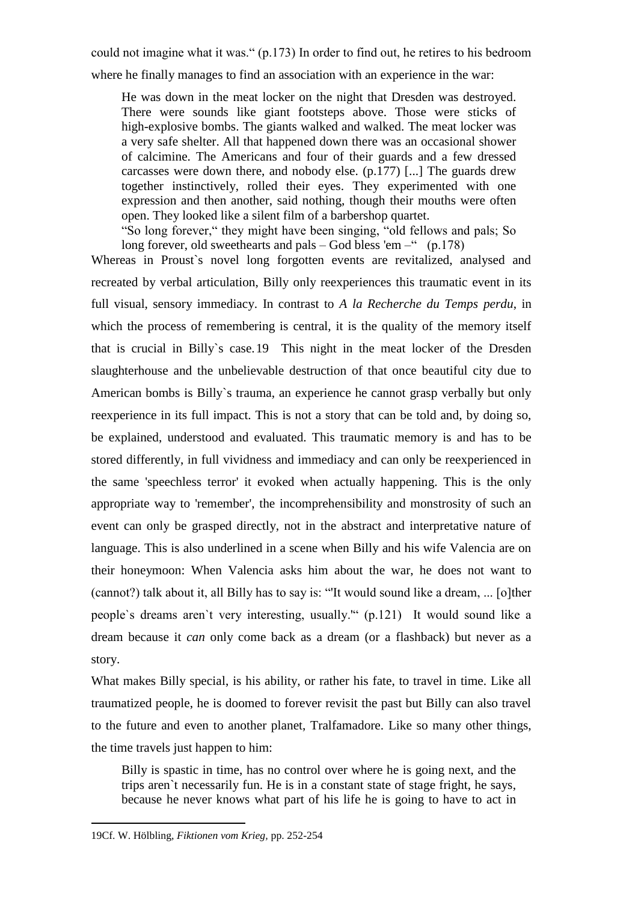could not imagine what it was." (p.173) In order to find out, he retires to his bedroom where he finally manages to find an association with an experience in the war:

> He was down in the meat locker on the night that Dresden was destroyed. There were sounds like giant footsteps above. Those were sticks of high-explosive bombs. The giants walked and walked. The meat locker was a very safe shelter. All that happened down there was an occasional shower of calcimine. The Americans and four of their guards and a few dressed carcasses were down there, and nobody else. (p.177) [...] The guards drew together instinctively, rolled their eyes. They experimented with one expression and then another, said nothing, though their mouths were often open. They looked like a silent film of a barbershop quartet.
> "So long forever," they might have been singing, "old fellows and pals; So long forever, old sweethearts and pals – God bless 'em –" (p.178)

Whereas in Proust`s novel long forgotten events are revitalized, analysed and recreated by verbal articulation, Billy only reexperiences this traumatic event in its full visual, sensory immediacy. In contrast to *A la Recherche du Temps perdu*, in which the process of remembering is central, it is the quality of the memory itself that is crucial in Billy`s case.[19] This night in the meat locker of the Dresden slaughterhouse and the unbelievable destruction of that once beautiful city due to American bombs is Billy`s trauma, an experience he cannot grasp verbally but only reexperience in its full impact. This is not a story that can be told and, by doing so, be explained, understood and evaluated. This traumatic memory is and has to be stored differently, in full vividness and immediacy and can only be reexperienced in the same 'speechless terror' it evoked when actually happening. This is the only appropriate way to 'remember', the incomprehensibility and monstrosity of such an event can only be grasped directly, not in the abstract and interpretative nature of language. This is also underlined in a scene when Billy and his wife Valencia are on their honeymoon: When Valencia asks him about the war, he does not want to (cannot?) talk about it, all Billy has to say is: "'It would sound like a dream, ... [o]ther people`s dreams aren`t very interesting, usually.'" (p.121) It would sound like a dream because it *can* only come back as a dream (or a flashback) but never as a story.

What makes Billy special, is his ability, or rather his fate, to travel in time. Like all traumatized people, he is doomed to forever revisit the past but Billy can also travel to the future and even to another planet, Tralfamadore. Like so many other things, the time travels just happen to him:

> Billy is spastic in time, has no control over where he is going next, and the trips aren`t necessarily fun. He is in a constant state of stage fright, he says, because he never knows what part of his life he is going to have to act in

19Cf. W. Hölbling, *Fiktionen vom Krieg*, pp. 252-254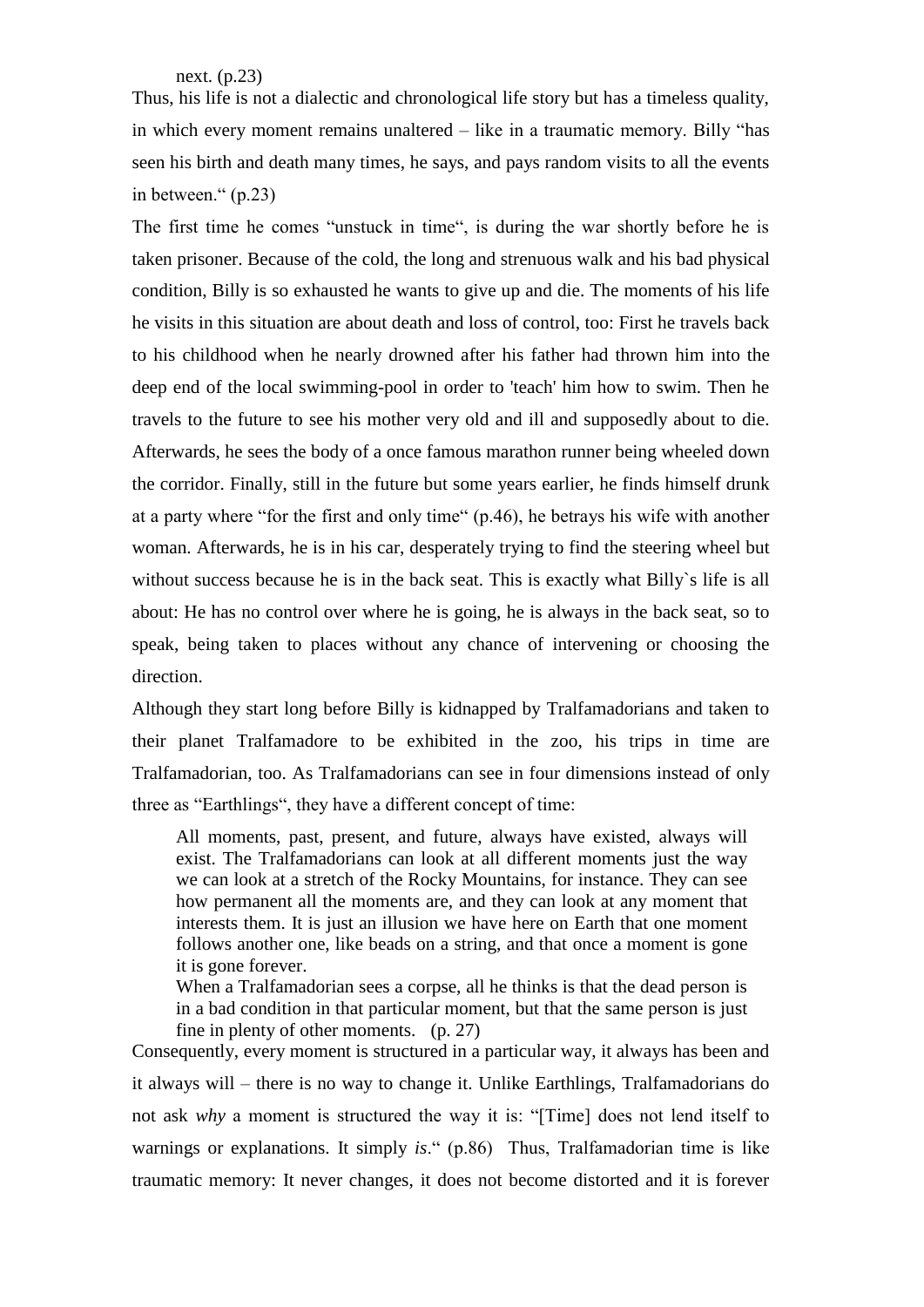> next. (p.23)

Thus, his life is not a dialectic and chronological life story but has a timeless quality, in which every moment remains unaltered – like in a traumatic memory. Billy "has seen his birth and death many times, he says, and pays random visits to all the events in between." (p.23)

The first time he comes "unstuck in time", is during the war shortly before he is taken prisoner. Because of the cold, the long and strenuous walk and his bad physical condition, Billy is so exhausted he wants to give up and die. The moments of his life he visits in this situation are about death and loss of control, too: First he travels back to his childhood when he nearly drowned after his father had thrown him into the deep end of the local swimming-pool in order to 'teach' him how to swim. Then he travels to the future to see his mother very old and ill and supposedly about to die. Afterwards, he sees the body of a once famous marathon runner being wheeled down the corridor. Finally, still in the future but some years earlier, he finds himself drunk at a party where "for the first and only time" (p.46), he betrays his wife with another woman. Afterwards, he is in his car, desperately trying to find the steering wheel but without success because he is in the back seat. This is exactly what Billy`s life is all about: He has no control over where he is going, he is always in the back seat, so to speak, being taken to places without any chance of intervening or choosing the direction.

Although they start long before Billy is kidnapped by Tralfamadorians and taken to their planet Tralfamadore to be exhibited in the zoo, his trips in time are Tralfamadorian, too. As Tralfamadorians can see in four dimensions instead of only three as "Earthlings", they have a different concept of time:

> All moments, past, present, and future, always have existed, always will exist. The Tralfamadorians can look at all different moments just the way we can look at a stretch of the Rocky Mountains, for instance. They can see how permanent all the moments are, and they can look at any moment that interests them. It is just an illusion we have here on Earth that one moment follows another one, like beads on a string, and that once a moment is gone it is gone forever.
>
> When a Tralfamadorian sees a corpse, all he thinks is that the dead person is in a bad condition in that particular moment, but that the same person is just fine in plenty of other moments. (p. 27)

Consequently, every moment is structured in a particular way, it always has been and it always will – there is no way to change it. Unlike Earthlings, Tralfamadorians do not ask *why* a moment is structured the way it is: "[Time] does not lend itself to warnings or explanations. It simply *is*." (p.86) Thus, Tralfamadorian time is like traumatic memory: It never changes, it does not become distorted and it is forever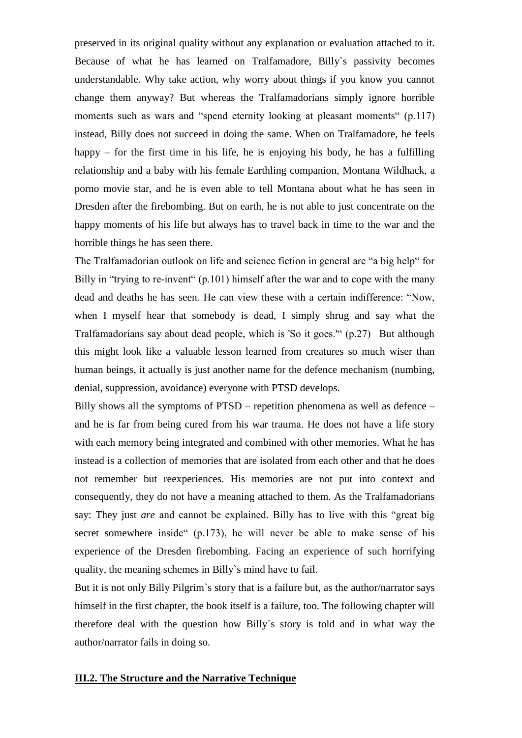preserved in its original quality without any explanation or evaluation attached to it. Because of what he has learned on Tralfamadore, Billy`s passivity becomes understandable. Why take action, why worry about things if you know you cannot change them anyway? But whereas the Tralfamadorians simply ignore horrible moments such as wars and "spend eternity looking at pleasant moments" (p.117) instead, Billy does not succeed in doing the same. When on Tralfamadore, he feels happy – for the first time in his life, he is enjoying his body, he has a fulfilling relationship and a baby with his female Earthling companion, Montana Wildhack, a porno movie star, and he is even able to tell Montana about what he has seen in Dresden after the firebombing. But on earth, he is not able to just concentrate on the happy moments of his life but always has to travel back in time to the war and the horrible things he has seen there.

The Tralfamadorian outlook on life and science fiction in general are "a big help" for Billy in "trying to re-invent" (p.101) himself after the war and to cope with the many dead and deaths he has seen. He can view these with a certain indifference: "Now, when I myself hear that somebody is dead, I simply shrug and say what the Tralfamadorians say about dead people, which is 'So it goes.'" (p.27) But although this might look like a valuable lesson learned from creatures so much wiser than human beings, it actually is just another name for the defence mechanism (numbing, denial, suppression, avoidance) everyone with PTSD develops.

Billy shows all the symptoms of PTSD – repetition phenomena as well as defence – and he is far from being cured from his war trauma. He does not have a life story with each memory being integrated and combined with other memories. What he has instead is a collection of memories that are isolated from each other and that he does not remember but reexperiences. His memories are not put into context and consequently, they do not have a meaning attached to them. As the Tralfamadorians say: They just *are* and cannot be explained. Billy has to live with this "great big secret somewhere inside" (p.173), he will never be able to make sense of his experience of the Dresden firebombing. Facing an experience of such horrifying quality, the meaning schemes in Billy`s mind have to fail.

But it is not only Billy Pilgrim`s story that is a failure but, as the author/narrator says himself in the first chapter, the book itself is a failure, too. The following chapter will therefore deal with the question how Billy`s story is told and in what way the author/narrator fails in doing so.

## **III.2. The Structure and the Narrative Technique**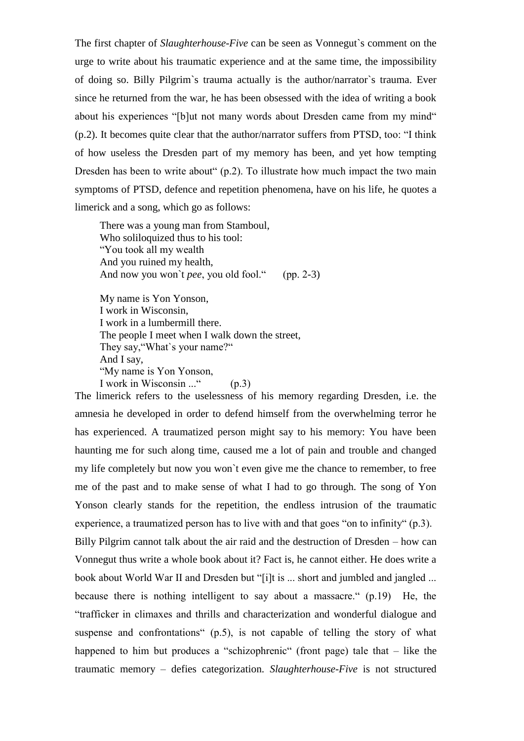The first chapter of *Slaughterhouse-Five* can be seen as Vonnegut`s comment on the urge to write about his traumatic experience and at the same time, the impossibility of doing so. Billy Pilgrim`s trauma actually is the author/narrator`s trauma. Ever since he returned from the war, he has been obsessed with the idea of writing a book about his experiences "[b]ut not many words about Dresden came from my mind" (p.2). It becomes quite clear that the author/narrator suffers from PTSD, too: "I think of how useless the Dresden part of my memory has been, and yet how tempting Dresden has been to write about" (p.2). To illustrate how much impact the two main symptoms of PTSD, defence and repetition phenomena, have on his life, he quotes a limerick and a song, which go as follows:

> There was a young man from Stamboul,
> Who soliloquized thus to his tool:
> "You took all my wealth
> And you ruined my health,
> And now you won`t *pee*, you old fool." (pp. 2-3)
>
> My name is Yon Yonson,
> I work in Wisconsin,
> I work in a lumbermill there.
> The people I meet when I walk down the street,
> They say,"What`s your name?"
> And I say,
> "My name is Yon Yonson,
> I work in Wisconsin ..." (p.3)

The limerick refers to the uselessness of his memory regarding Dresden, i.e. the amnesia he developed in order to defend himself from the overwhelming terror he has experienced. A traumatized person might say to his memory: You have been haunting me for such along time, caused me a lot of pain and trouble and changed my life completely but now you won`t even give me the chance to remember, to free me of the past and to make sense of what I had to go through. The song of Yon Yonson clearly stands for the repetition, the endless intrusion of the traumatic experience, a traumatized person has to live with and that goes "on to infinity" (p.3).

Billy Pilgrim cannot talk about the air raid and the destruction of Dresden – how can Vonnegut thus write a whole book about it? Fact is, he cannot either. He does write a book about World War II and Dresden but "[i]t is ... short and jumbled and jangled ... because there is nothing intelligent to say about a massacre." (p.19) He, the "trafficker in climaxes and thrills and characterization and wonderful dialogue and suspense and confrontations" (p.5), is not capable of telling the story of what happened to him but produces a "schizophrenic" (front page) tale that – like the traumatic memory – defies categorization. *Slaughterhouse-Five* is not structured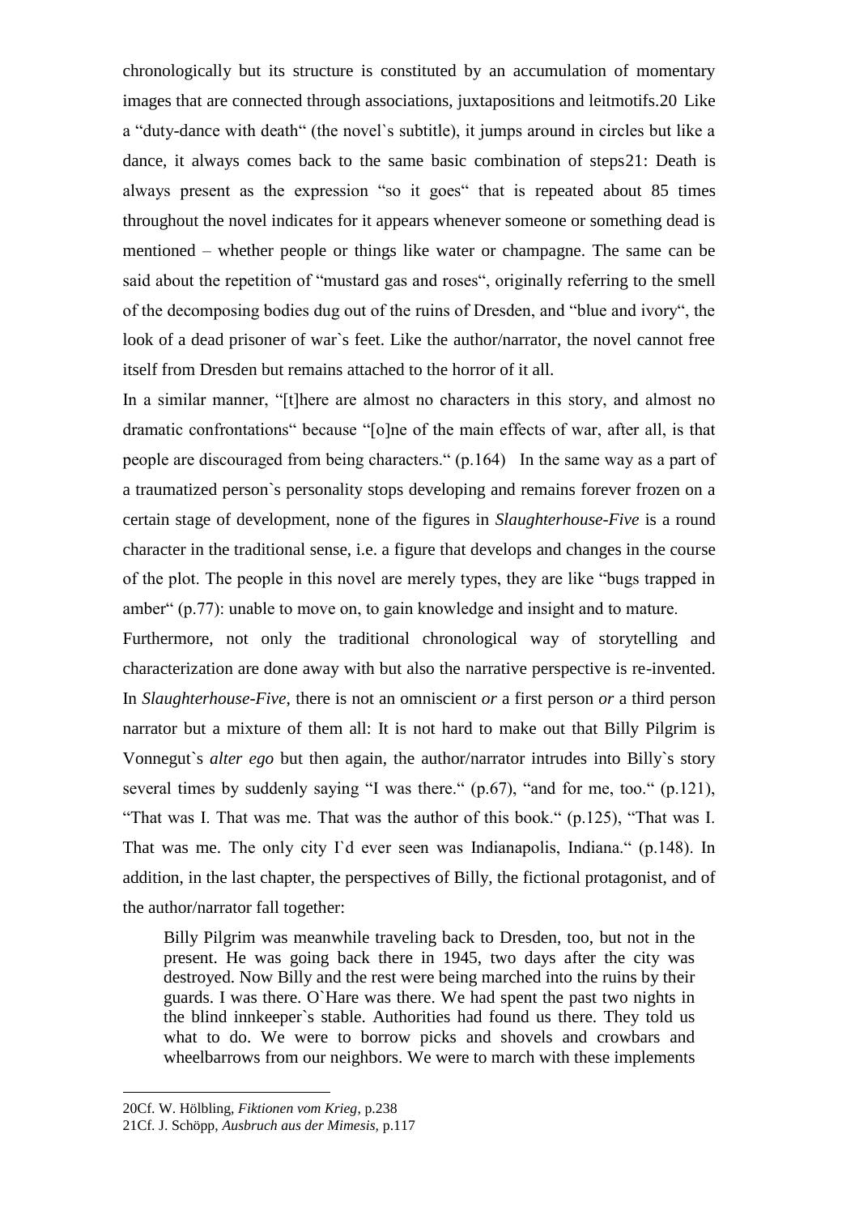chronologically but its structure is constituted by an accumulation of momentary images that are connected through associations, juxtapositions and leitmotifs.[20] Like a "duty-dance with death" (the novel`s subtitle), it jumps around in circles but like a dance, it always comes back to the same basic combination of steps[21]: Death is always present as the expression "so it goes" that is repeated about 85 times throughout the novel indicates for it appears whenever someone or something dead is mentioned – whether people or things like water or champagne. The same can be said about the repetition of "mustard gas and roses", originally referring to the smell of the decomposing bodies dug out of the ruins of Dresden, and "blue and ivory", the look of a dead prisoner of war`s feet. Like the author/narrator, the novel cannot free itself from Dresden but remains attached to the horror of it all.

In a similar manner, "[t]here are almost no characters in this story, and almost no dramatic confrontations" because "[o]ne of the main effects of war, after all, is that people are discouraged from being characters." (p.164) In the same way as a part of a traumatized person`s personality stops developing and remains forever frozen on a certain stage of development, none of the figures in *Slaughterhouse-Five* is a round character in the traditional sense, i.e. a figure that develops and changes in the course of the plot. The people in this novel are merely types, they are like "bugs trapped in amber" (p.77): unable to move on, to gain knowledge and insight and to mature.

Furthermore, not only the traditional chronological way of storytelling and characterization are done away with but also the narrative perspective is re-invented. In *Slaughterhouse-Five*, there is not an omniscient *or* a first person *or* a third person narrator but a mixture of them all: It is not hard to make out that Billy Pilgrim is Vonnegut`s *alter ego* but then again, the author/narrator intrudes into Billy`s story several times by suddenly saying "I was there." (p.67), "and for me, too." (p.121), "That was I. That was me. That was the author of this book." (p.125), "That was I. That was me. The only city I`d ever seen was Indianapolis, Indiana." (p.148). In addition, in the last chapter, the perspectives of Billy, the fictional protagonist, and of the author/narrator fall together:

> Billy Pilgrim was meanwhile traveling back to Dresden, too, but not in the present. He was going back there in 1945, two days after the city was destroyed. Now Billy and the rest were being marched into the ruins by their guards. I was there. O`Hare was there. We had spent the past two nights in the blind innkeeper`s stable. Authorities had found us there. They told us what to do. We were to borrow picks and shovels and crowbars and wheelbarrows from our neighbors. We were to march with these implements

---

[20] Cf. W. Hölbling, *Fiktionen vom Krieg*, p.238

[21] Cf. J. Schöpp, *Ausbruch aus der Mimesis*, p.117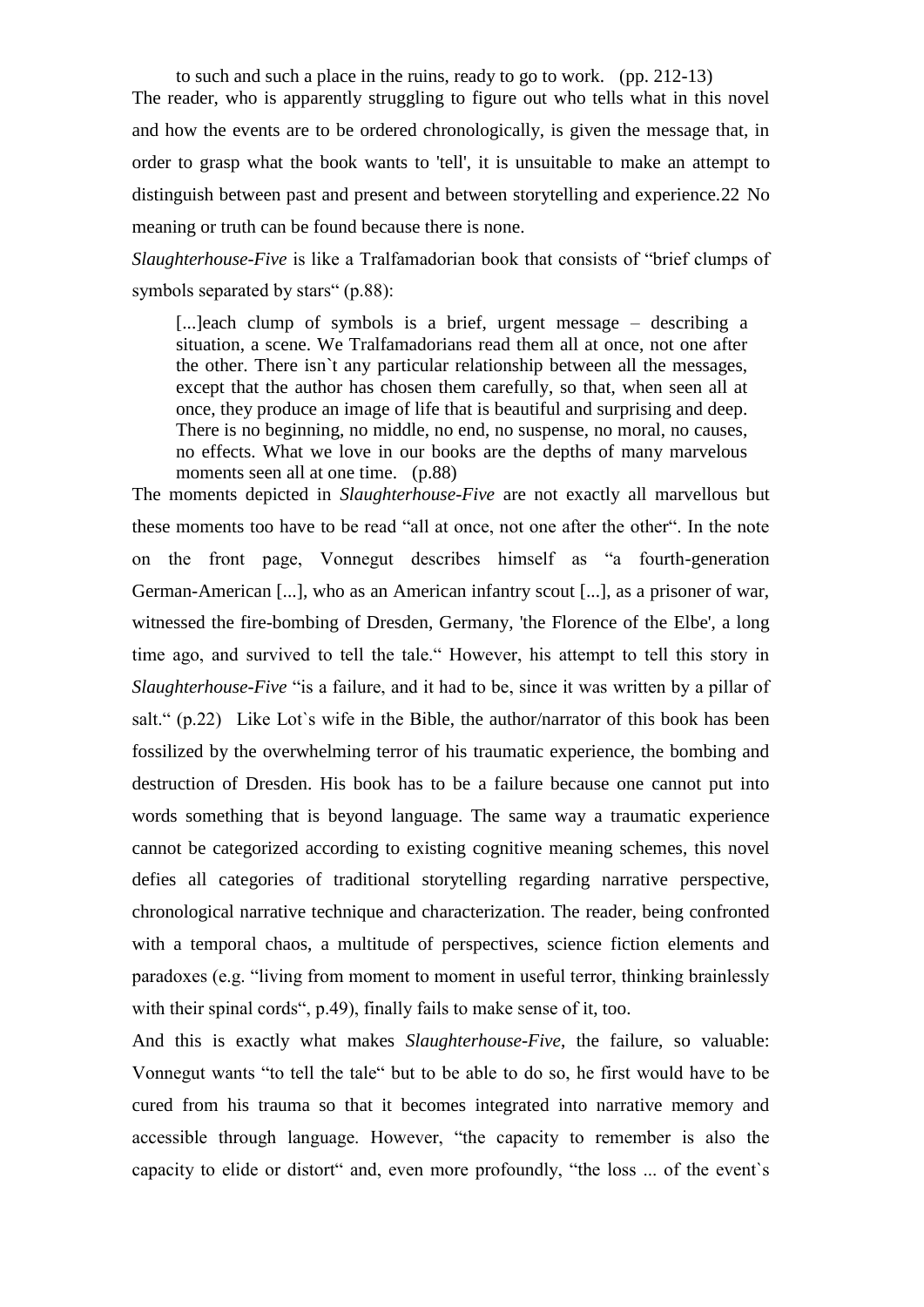> to such and such a place in the ruins, ready to go to work. (pp. 212-13)

The reader, who is apparently struggling to figure out who tells what in this novel and how the events are to be ordered chronologically, is given the message that, in order to grasp what the book wants to 'tell', it is unsuitable to make an attempt to distinguish between past and present and between storytelling and experience.22 No meaning or truth can be found because there is none.

*Slaughterhouse-Five* is like a Tralfamadorian book that consists of "brief clumps of symbols separated by stars" (p.88):

> [...]each clump of symbols is a brief, urgent message – describing a situation, a scene. We Tralfamadorians read them all at once, not one after the other. There isn`t any particular relationship between all the messages, except that the author has chosen them carefully, so that, when seen all at once, they produce an image of life that is beautiful and surprising and deep. There is no beginning, no middle, no end, no suspense, no moral, no causes, no effects. What we love in our books are the depths of many marvelous moments seen all at one time. (p.88)

The moments depicted in *Slaughterhouse-Five* are not exactly all marvellous but these moments too have to be read "all at once, not one after the other". In the note on the front page, Vonnegut describes himself as "a fourth-generation German-American [...], who as an American infantry scout [...], as a prisoner of war, witnessed the fire-bombing of Dresden, Germany, 'the Florence of the Elbe', a long time ago, and survived to tell the tale." However, his attempt to tell this story in *Slaughterhouse-Five* "is a failure, and it had to be, since it was written by a pillar of salt." (p.22) Like Lot`s wife in the Bible, the author/narrator of this book has been fossilized by the overwhelming terror of his traumatic experience, the bombing and destruction of Dresden. His book has to be a failure because one cannot put into words something that is beyond language. The same way a traumatic experience cannot be categorized according to existing cognitive meaning schemes, this novel defies all categories of traditional storytelling regarding narrative perspective, chronological narrative technique and characterization. The reader, being confronted with a temporal chaos, a multitude of perspectives, science fiction elements and paradoxes (e.g. "living from moment to moment in useful terror, thinking brainlessly with their spinal cords", p.49), finally fails to make sense of it, too.

And this is exactly what makes *Slaughterhouse-Five*, the failure, so valuable: Vonnegut wants "to tell the tale" but to be able to do so, he first would have to be cured from his trauma so that it becomes integrated into narrative memory and accessible through language. However, "the capacity to remember is also the capacity to elide or distort" and, even more profoundly, "the loss ... of the event`s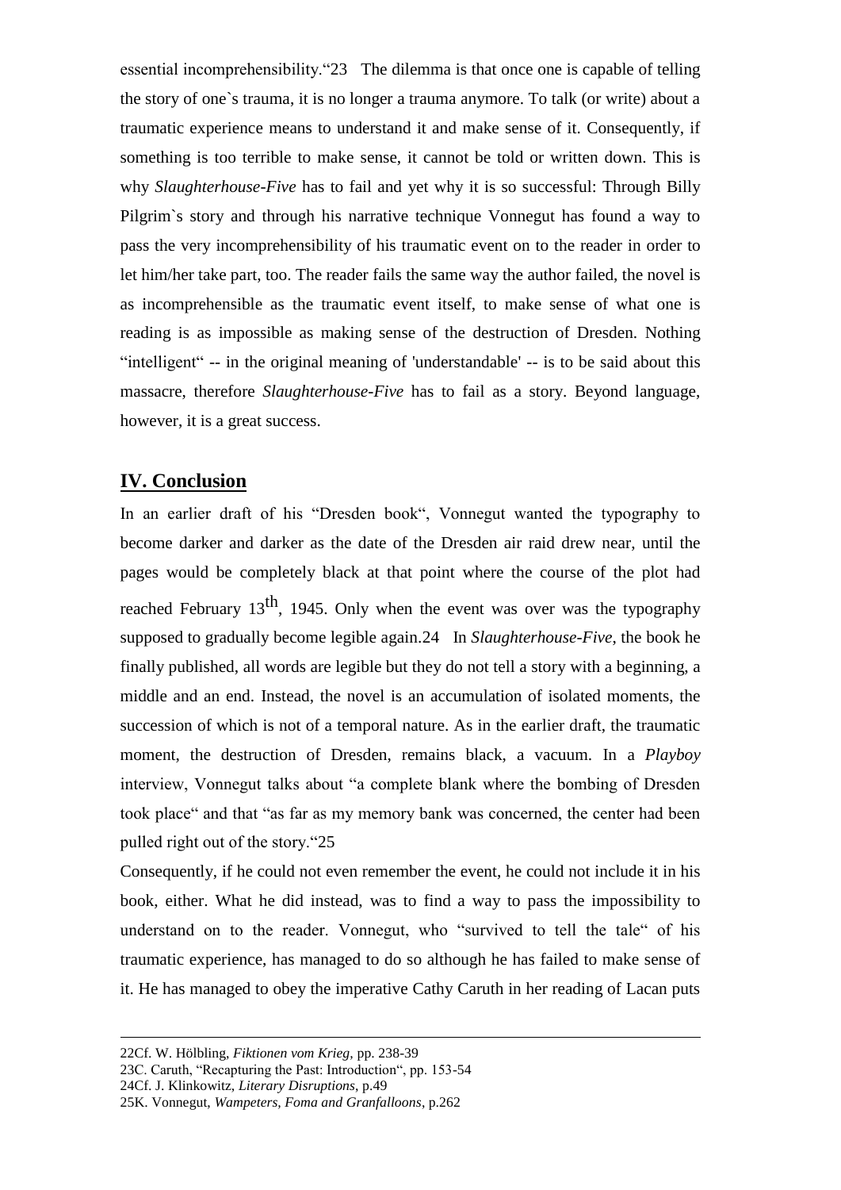essential incomprehensibility.“[23] The dilemma is that once one is capable of telling the story of one`s trauma, it is no longer a trauma anymore. To talk (or write) about a traumatic experience means to understand it and make sense of it. Consequently, if something is too terrible to make sense, it cannot be told or written down. This is why *Slaughterhouse-Five* has to fail and yet why it is so successful: Through Billy Pilgrim`s story and through his narrative technique Vonnegut has found a way to pass the very incomprehensibility of his traumatic event on to the reader in order to let him/her take part, too. The reader fails the same way the author failed, the novel is as incomprehensible as the traumatic event itself, to make sense of what one is reading is as impossible as making sense of the destruction of Dresden. Nothing “intelligent“ -- in the original meaning of 'understandable' -- is to be said about this massacre, therefore *Slaughterhouse-Five* has to fail as a story. Beyond language, however, it is a great success.

## IV. Conclusion

In an earlier draft of his “Dresden book“, Vonnegut wanted the typography to become darker and darker as the date of the Dresden air raid drew near, until the pages would be completely black at that point where the course of the plot had reached February 13th, 1945. Only when the event was over was the typography supposed to gradually become legible again.[24] In *Slaughterhouse-Five*, the book he finally published, all words are legible but they do not tell a story with a beginning, a middle and an end. Instead, the novel is an accumulation of isolated moments, the succession of which is not of a temporal nature. As in the earlier draft, the traumatic moment, the destruction of Dresden, remains black, a vacuum. In a *Playboy* interview, Vonnegut talks about “a complete blank where the bombing of Dresden took place“ and that “as far as my memory bank was concerned, the center had been pulled right out of the story.“[25]

Consequently, if he could not even remember the event, he could not include it in his book, either. What he did instead, was to find a way to pass the impossibility to understand on to the reader. Vonnegut, who “survived to tell the tale“ of his traumatic experience, has managed to do so although he has failed to make sense of it. He has managed to obey the imperative Cathy Caruth in her reading of Lacan puts

---

22Cf. W. Hölbling, *Fiktionen vom Krieg*, pp. 238-39

23C. Caruth, “Recapturing the Past: Introduction“, pp. 153-54

24Cf. J. Klinkowitz, *Literary Disruptions*, p.49

25K. Vonnegut, *Wampeters, Foma and Granfalloons*, p.262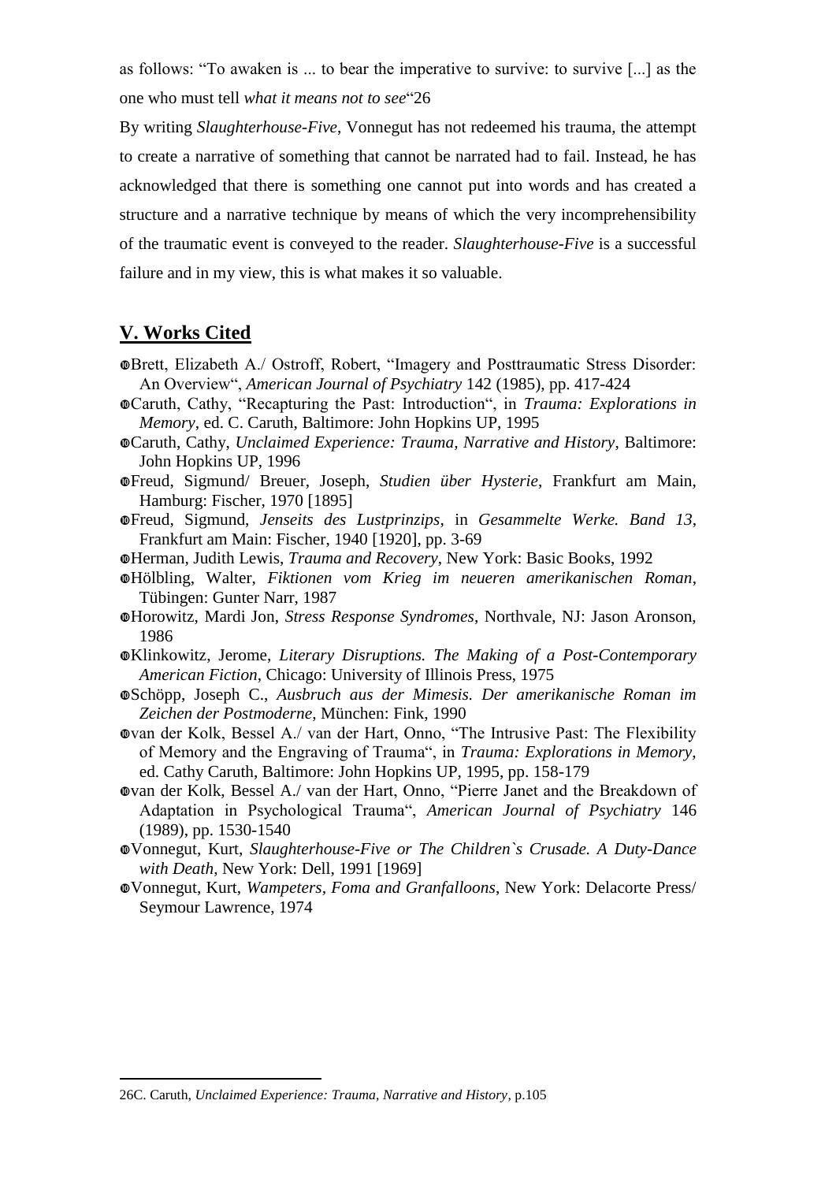as follows: "To awaken is ... to bear the imperative to survive: to survive [...] as the one who must tell *what it means not to see*"26

By writing *Slaughterhouse-Five*, Vonnegut has not redeemed his trauma, the attempt to create a narrative of something that cannot be narrated had to fail. Instead, he has acknowledged that there is something one cannot put into words and has created a structure and a narrative technique by means of which the very incomprehensibility of the traumatic event is conveyed to the reader. *Slaughterhouse-Five* is a successful failure and in my view, this is what makes it so valuable.

## V. Works Cited

- Brett, Elizabeth A./ Ostroff, Robert, "Imagery and Posttraumatic Stress Disorder: An Overview", *American Journal of Psychiatry* 142 (1985), pp. 417-424
- Caruth, Cathy, "Recapturing the Past: Introduction", in *Trauma: Explorations in Memory*, ed. C. Caruth, Baltimore: John Hopkins UP, 1995
- Caruth, Cathy, *Unclaimed Experience: Trauma, Narrative and History*, Baltimore: John Hopkins UP, 1996
- Freud, Sigmund/ Breuer, Joseph, *Studien über Hysterie*, Frankfurt am Main, Hamburg: Fischer, 1970 [1895]
- Freud, Sigmund, *Jenseits des Lustprinzips*, in *Gesammelte Werke. Band 13*, Frankfurt am Main: Fischer, 1940 [1920], pp. 3-69
- Herman, Judith Lewis, *Trauma and Recovery*, New York: Basic Books, 1992
- Hölbling, Walter, *Fiktionen vom Krieg im neueren amerikanischen Roman*, Tübingen: Gunter Narr, 1987
- Horowitz, Mardi Jon, *Stress Response Syndromes*, Northvale, NJ: Jason Aronson, 1986
- Klinkowitz, Jerome, *Literary Disruptions. The Making of a Post-Contemporary American Fiction*, Chicago: University of Illinois Press, 1975
- Schöpp, Joseph C., *Ausbruch aus der Mimesis. Der amerikanische Roman im Zeichen der Postmoderne*, München: Fink, 1990
- van der Kolk, Bessel A./ van der Hart, Onno, "The Intrusive Past: The Flexibility of Memory and the Engraving of Trauma", in *Trauma: Explorations in Memory*, ed. Cathy Caruth, Baltimore: John Hopkins UP, 1995, pp. 158-179
- van der Kolk, Bessel A./ van der Hart, Onno, "Pierre Janet and the Breakdown of Adaptation in Psychological Trauma", *American Journal of Psychiatry* 146 (1989), pp. 1530-1540
- Vonnegut, Kurt, *Slaughterhouse-Five or The Children`s Crusade. A Duty-Dance with Death*, New York: Dell, 1991 [1969]
- Vonnegut, Kurt, *Wampeters, Foma and Granfalloons*, New York: Delacorte Press/ Seymour Lawrence, 1974

---

26C. Caruth, *Unclaimed Experience: Trauma, Narrative and History*, p.105